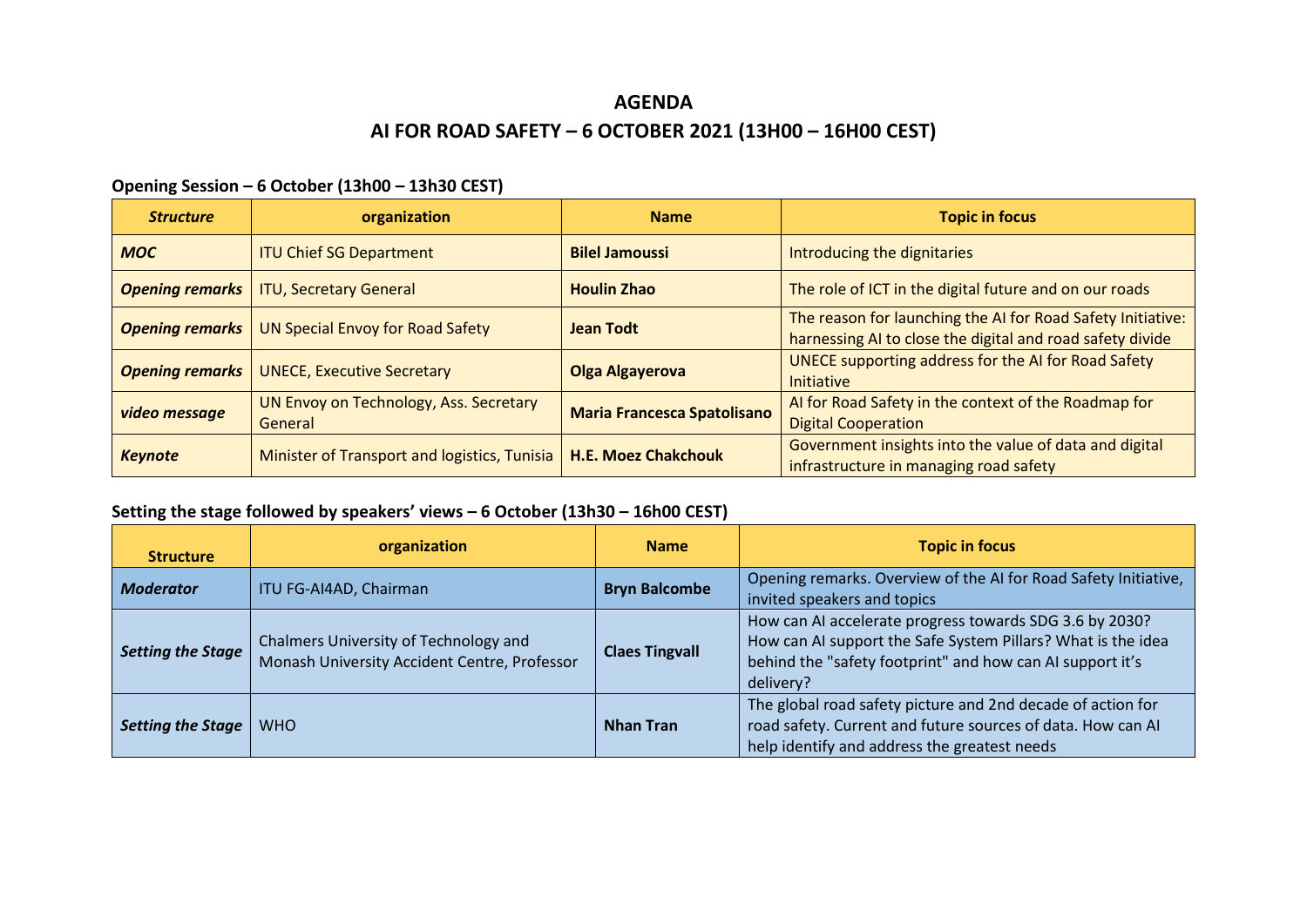# AGENDA

# AI FOR ROAD SAFETY – 6 OCTOBER 2021 (13H00 – 16H00 CEST)

### Opening Session – 6 October (13h00 – 13h30 CEST)

| *Structure* | organization | Name | Topic in focus |
|---|---|---|---|
| ***MOC*** | ITU Chief SG Department | **Bilel Jamoussi** | Introducing the dignitaries |
| ***Opening remarks*** | ITU, Secretary General | **Houlin Zhao** | The role of ICT in the digital future and on our roads |
| ***Opening remarks*** | UN Special Envoy for Road Safety | **Jean Todt** | The reason for launching the AI for Road Safety Initiative: harnessing AI to close the digital and road safety divide |
| ***Opening remarks*** | UNECE, Executive Secretary | **Olga Algayerova** | UNECE supporting address for the AI for Road Safety Initiative |
| ***video message*** | UN Envoy on Technology, Ass. Secretary General | **Maria Francesca Spatolisano** | AI for Road Safety in the context of the Roadmap for Digital Cooperation |
| ***Keynote*** | Minister of Transport and logistics, Tunisia | **H.E. Moez Chakchouk** | Government insights into the value of data and digital infrastructure in managing road safety |

### Setting the stage followed by speakers' views – 6 October (13h30 – 16h00 CEST)

| Structure | organization | Name | Topic in focus |
|---|---|---|---|
| ***Moderator*** | ITU FG-AI4AD, Chairman | **Bryn Balcombe** | Opening remarks. Overview of the AI for Road Safety Initiative, invited speakers and topics |
| ***Setting the Stage*** | Chalmers University of Technology and Monash University Accident Centre, Professor | **Claes Tingvall** | How can AI accelerate progress towards SDG 3.6 by 2030? How can AI support the Safe System Pillars? What is the idea behind the "safety footprint" and how can AI support it's delivery? |
| ***Setting the Stage*** | WHO | **Nhan Tran** | The global road safety picture and 2nd decade of action for road safety. Current and future sources of data. How can AI help identify and address the greatest needs |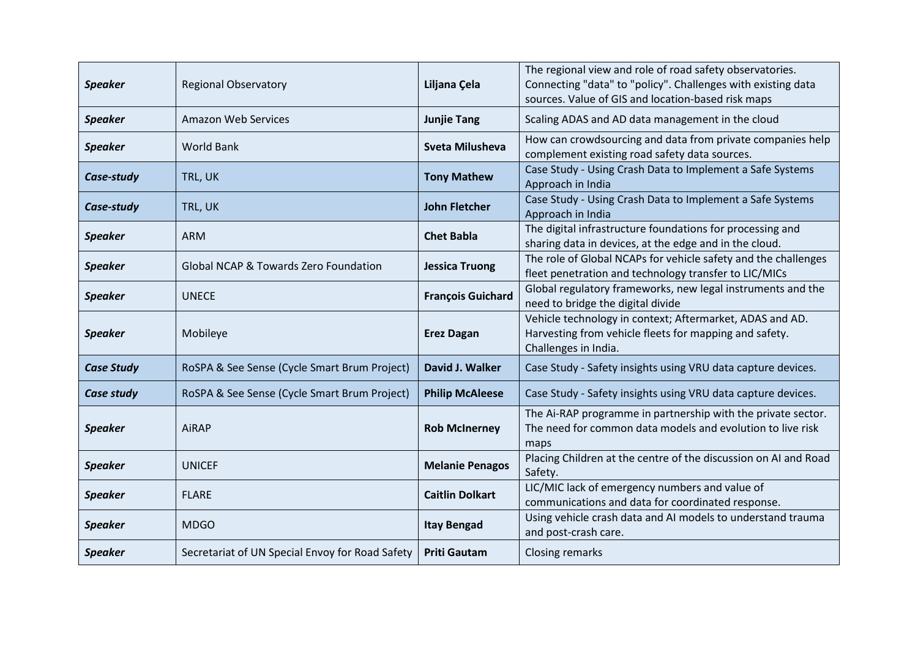| | | | |
|---|---|---|---|
| ***Speaker*** | Regional Observatory | **Liljana Çela** | The regional view and role of road safety observatories. Connecting "data" to "policy". Challenges with existing data sources. Value of GIS and location-based risk maps |
| ***Speaker*** | Amazon Web Services | **Junjie Tang** | Scaling ADAS and AD data management in the cloud |
| ***Speaker*** | World Bank | **Sveta Milusheva** | How can crowdsourcing and data from private companies help complement existing road safety data sources. |
| ***Case-study*** | TRL, UK | **Tony Mathew** | Case Study - Using Crash Data to Implement a Safe Systems Approach in India |
| ***Case-study*** | TRL, UK | **John Fletcher** | Case Study - Using Crash Data to Implement a Safe Systems Approach in India |
| ***Speaker*** | ARM | **Chet Babla** | The digital infrastructure foundations for processing and sharing data in devices, at the edge and in the cloud. |
| ***Speaker*** | Global NCAP & Towards Zero Foundation | **Jessica Truong** | The role of Global NCAPs for vehicle safety and the challenges fleet penetration and technology transfer to LIC/MICs |
| ***Speaker*** | UNECE | **François Guichard** | Global regulatory frameworks, new legal instruments and the need to bridge the digital divide |
| ***Speaker*** | Mobileye | **Erez Dagan** | Vehicle technology in context; Aftermarket, ADAS and AD. Harvesting from vehicle fleets for mapping and safety. Challenges in India. |
| ***Case Study*** | RoSPA & See Sense (Cycle Smart Brum Project) | **David J. Walker** | Case Study - Safety insights using VRU data capture devices. |
| ***Case study*** | RoSPA & See Sense (Cycle Smart Brum Project) | **Philip McAleese** | Case Study - Safety insights using VRU data capture devices. |
| ***Speaker*** | AiRAP | **Rob McInerney** | The Ai-RAP programme in partnership with the private sector. The need for common data models and evolution to live risk maps |
| ***Speaker*** | UNICEF | **Melanie Penagos** | Placing Children at the centre of the discussion on AI and Road Safety. |
| ***Speaker*** | FLARE | **Caitlin Dolkart** | LIC/MIC lack of emergency numbers and value of communications and data for coordinated response. |
| ***Speaker*** | MDGO | **Itay Bengad** | Using vehicle crash data and AI models to understand trauma and post-crash care. |
| ***Speaker*** | Secretariat of UN Special Envoy for Road Safety | **Priti Gautam** | Closing remarks |